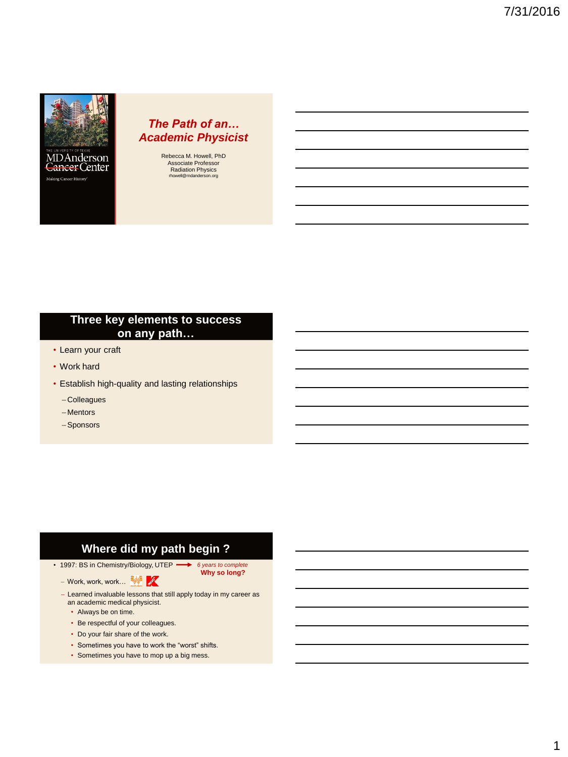# The Path of an… Academic Physicist

Rebecca M. Howell, PhD
Associate Professor
Radiation Physics
rhowell@mdanderson.org

## Three key elements to success on any path…

- Learn your craft
- Work hard
- Establish high-quality and lasting relationships
  - Colleagues
  - Mentors
  - Sponsors

## Where did my path begin ?

- 1997: BS in Chemistry/Biology, UTEP → *6 years to complete* **Why so long?**
  - Work, work, work…
  - Learned invaluable lessons that still apply today in my career as an academic medical physicist.
    - Always be on time.
    - Be respectful of your colleagues.
    - Do your fair share of the work.
    - Sometimes you have to work the "worst" shifts.
    - Sometimes you have to mop up a big mess.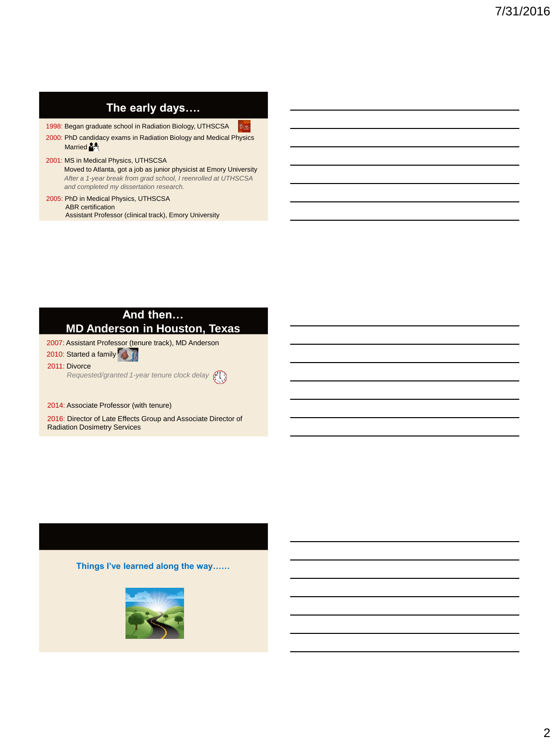## The early days….

1998: Began graduate school in Radiation Biology, UTHSCSA

2000: PhD candidacy exams in Radiation Biology and Medical Physics
Married

2001: MS in Medical Physics, UTHSCSA
Moved to Atlanta, got a job as junior physicist at Emory University
*After a 1-year break from grad school, I reenrolled at UTHSCSA and completed my dissertation research.*

2005: PhD in Medical Physics, UTHSCSA
ABR certification
Assistant Professor (clinical track), Emory University

## And then…
## MD Anderson in Houston, Texas

2007: Assistant Professor (tenure track), MD Anderson

2010: Started a family

2011: Divorce
*Requested/granted 1-year tenure clock delay*

2014: Associate Professor (with tenure)

2016: Director of Late Effects Group and Associate Director of Radiation Dosimetry Services

**Things I've learned along the way……**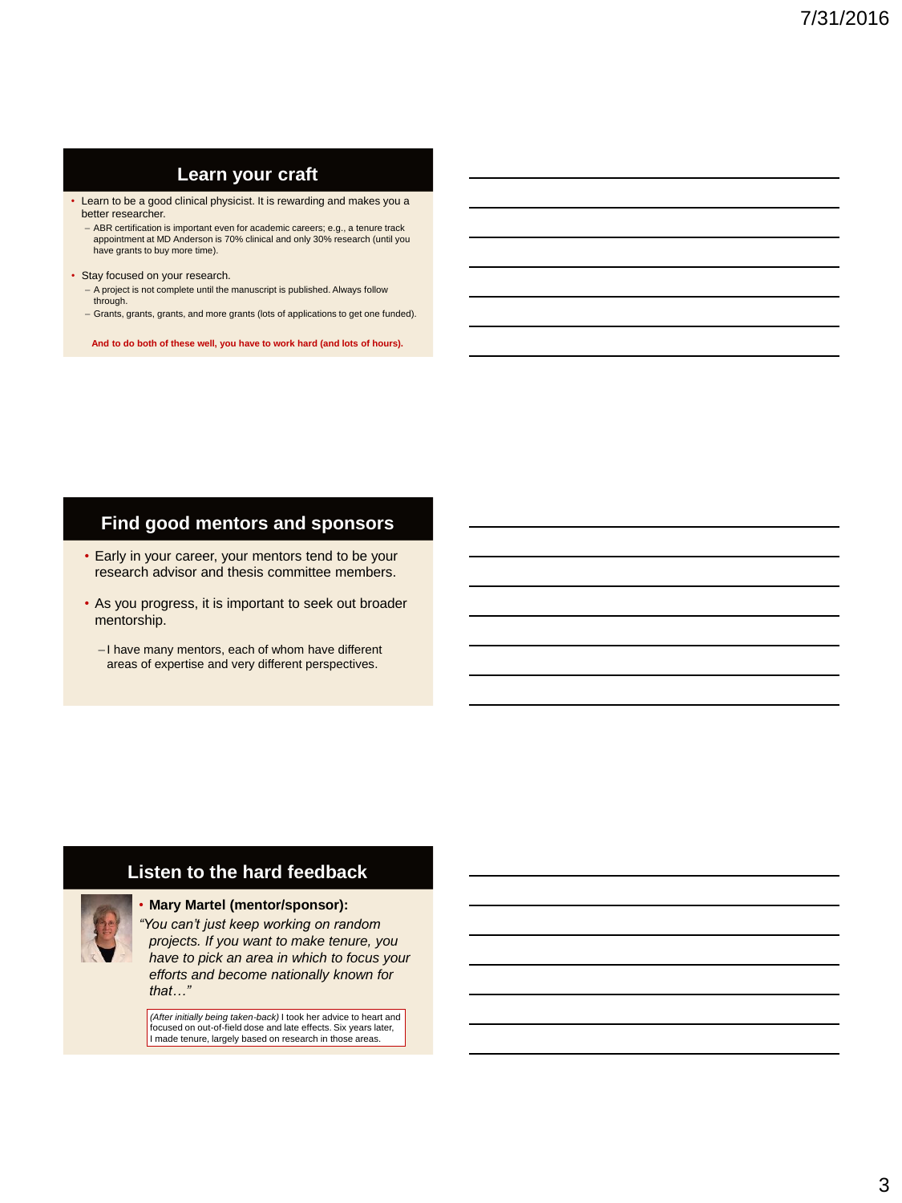## Learn your craft

- Learn to be a good clinical physicist. It is rewarding and makes you a better researcher.
  - ABR certification is important even for academic careers; e.g., a tenure track appointment at MD Anderson is 70% clinical and only 30% research (until you have grants to buy more time).
- Stay focused on your research.
  - A project is not complete until the manuscript is published. Always follow through.
  - Grants, grants, grants, and more grants (lots of applications to get one funded).

**And to do both of these well, you have to work hard (and lots of hours).**

## Find good mentors and sponsors

- Early in your career, your mentors tend to be your research advisor and thesis committee members.
- As you progress, it is important to seek out broader mentorship.
  - I have many mentors, each of whom have different areas of expertise and very different perspectives.

## Listen to the hard feedback

- **Mary Martel (mentor/sponsor):**

*"You can't just keep working on random projects. If you want to make tenure, you have to pick an area in which to focus your efforts and become nationally known for that…"*

*(After initially being taken-back)* I took her advice to heart and focused on out-of-field dose and late effects. Six years later, I made tenure, largely based on research in those areas.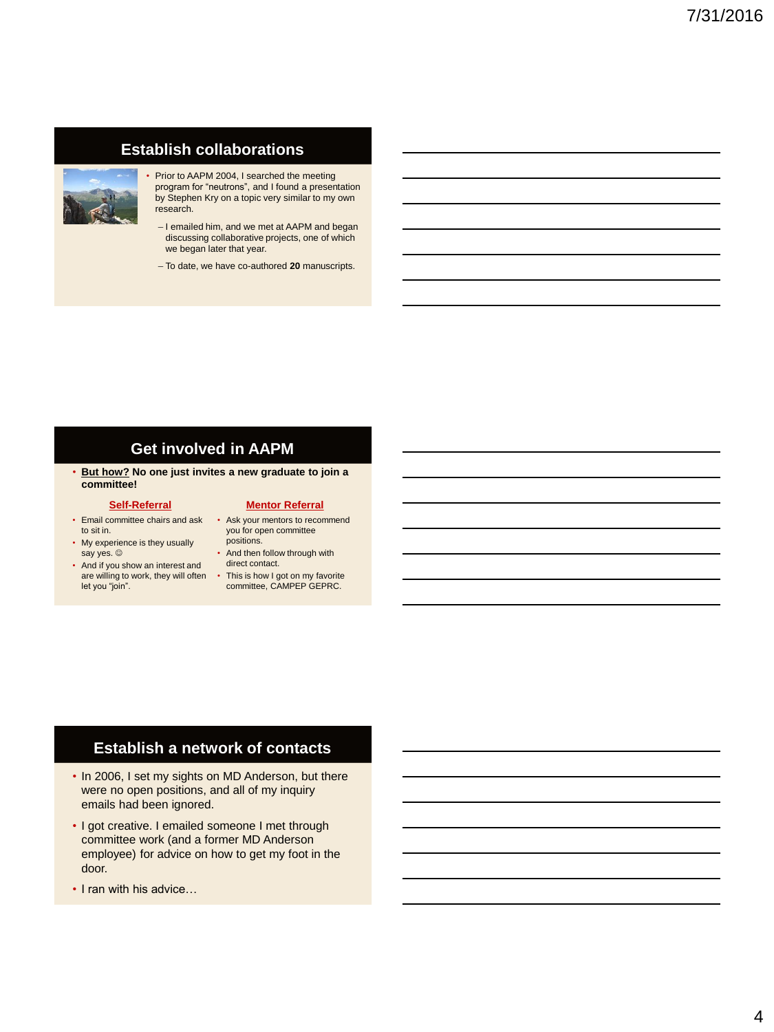## Establish collaborations

- Prior to AAPM 2004, I searched the meeting program for "neutrons", and I found a presentation by Stephen Kry on a topic very similar to my own research.
  - I emailed him, and we met at AAPM and began discussing collaborative projects, one of which we began later that year.
  - To date, we have co-authored **20** manuscripts.

## Get involved in AAPM

- **<u>But how?</u> No one just invites a new graduate to join a committee!**

**<u>Self-Referral</u>**

- Email committee chairs and ask to sit in.
- My experience is they usually say yes. ☺
- And if you show an interest and are willing to work, they will often let you "join".

**<u>Mentor Referral</u>**

- Ask your mentors to recommend you for open committee positions.
- And then follow through with direct contact.
- This is how I got on my favorite committee, CAMPEP GEPRC.

## Establish a network of contacts

- In 2006, I set my sights on MD Anderson, but there were no open positions, and all of my inquiry emails had been ignored.
- I got creative. I emailed someone I met through committee work (and a former MD Anderson employee) for advice on how to get my foot in the door.
- I ran with his advice…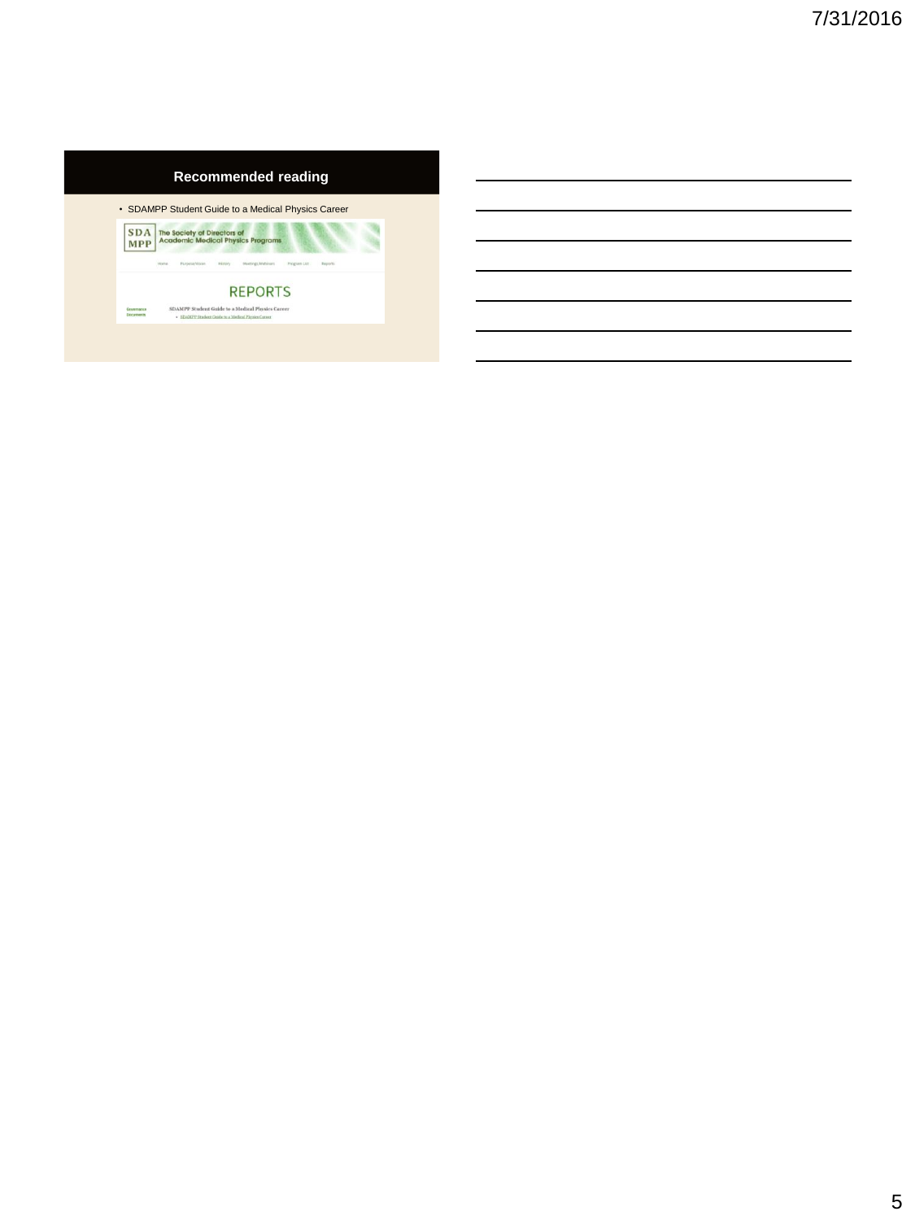## Recommended reading

- SDAMPP Student Guide to a Medical Physics Career